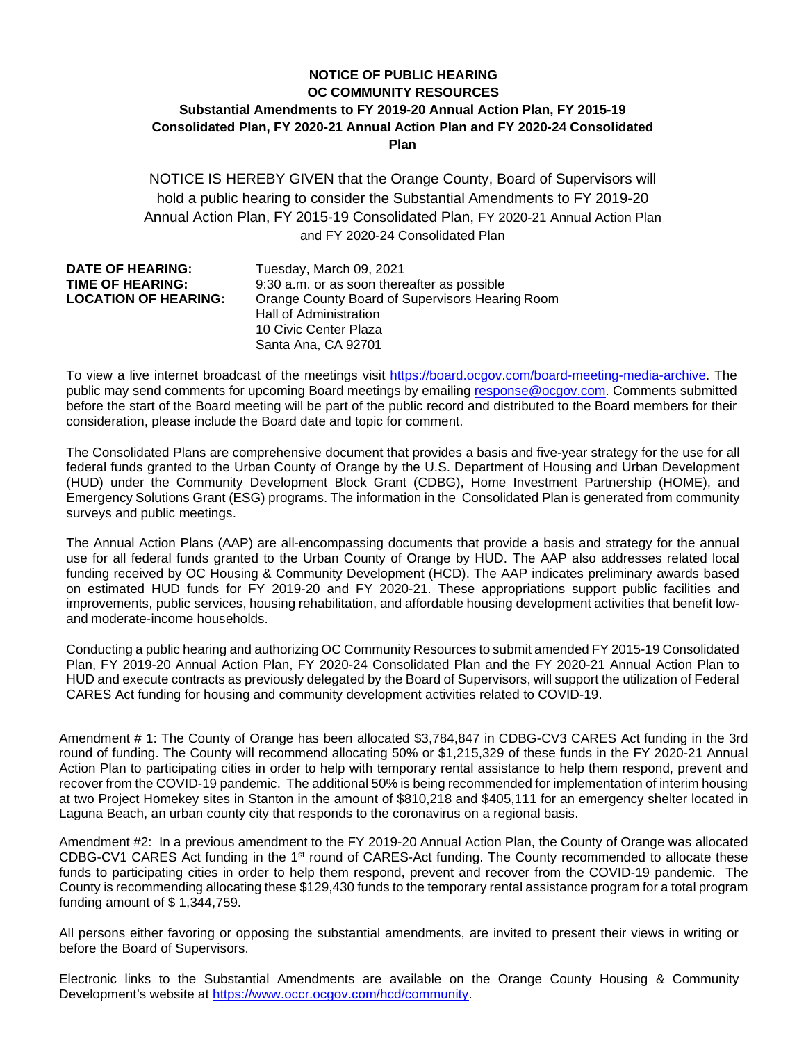# NOTICE OF PUBLIC HEARING

## OC COMMUNITY RESOURCES

### Substantial Amendments to FY 2019-20 Annual Action Plan, FY 2015-19 Consolidated Plan, FY 2020-21 Annual Action Plan and FY 2020-24 Consolidated Plan

NOTICE IS HEREBY GIVEN that the Orange County, Board of Supervisors will hold a public hearing to consider the Substantial Amendments to FY 2019-20 Annual Action Plan, FY 2015-19 Consolidated Plan, FY 2020-21 Annual Action Plan and FY 2020-24 Consolidated Plan

**DATE OF HEARING:** Tuesday, March 09, 2021
**TIME OF HEARING:** 9:30 a.m. or as soon thereafter as possible
**LOCATION OF HEARING:** Orange County Board of Supervisors Hearing Room
Hall of Administration
10 Civic Center Plaza
Santa Ana, CA 92701

To view a live internet broadcast of the meetings visit https://board.ocgov.com/board-meeting-media-archive. The public may send comments for upcoming Board meetings by emailing response@ocgov.com. Comments submitted before the start of the Board meeting will be part of the public record and distributed to the Board members for their consideration, please include the Board date and topic for comment.

The Consolidated Plans are comprehensive document that provides a basis and five-year strategy for the use for all federal funds granted to the Urban County of Orange by the U.S. Department of Housing and Urban Development (HUD) under the Community Development Block Grant (CDBG), Home Investment Partnership (HOME), and Emergency Solutions Grant (ESG) programs. The information in the Consolidated Plan is generated from community surveys and public meetings.

The Annual Action Plans (AAP) are all-encompassing documents that provide a basis and strategy for the annual use for all federal funds granted to the Urban County of Orange by HUD. The AAP also addresses related local funding received by OC Housing & Community Development (HCD). The AAP indicates preliminary awards based on estimated HUD funds for FY 2019-20 and FY 2020-21. These appropriations support public facilities and improvements, public services, housing rehabilitation, and affordable housing development activities that benefit low-and moderate-income households.

Conducting a public hearing and authorizing OC Community Resources to submit amended FY 2015-19 Consolidated Plan, FY 2019-20 Annual Action Plan, FY 2020-24 Consolidated Plan and the FY 2020-21 Annual Action Plan to HUD and execute contracts as previously delegated by the Board of Supervisors, will support the utilization of Federal CARES Act funding for housing and community development activities related to COVID-19.

Amendment # 1: The County of Orange has been allocated $3,784,847 in CDBG-CV3 CARES Act funding in the 3rd round of funding. The County will recommend allocating 50% or $1,215,329 of these funds in the FY 2020-21 Annual Action Plan to participating cities in order to help with temporary rental assistance to help them respond, prevent and recover from the COVID-19 pandemic. The additional 50% is being recommended for implementation of interim housing at two Project Homekey sites in Stanton in the amount of $810,218 and $405,111 for an emergency shelter located in Laguna Beach, an urban county city that responds to the coronavirus on a regional basis.

Amendment #2: In a previous amendment to the FY 2019-20 Annual Action Plan, the County of Orange was allocated CDBG-CV1 CARES Act funding in the 1st round of CARES-Act funding. The County recommended to allocate these funds to participating cities in order to help them respond, prevent and recover from the COVID-19 pandemic. The County is recommending allocating these $129,430 funds to the temporary rental assistance program for a total program funding amount of $ 1,344,759.

All persons either favoring or opposing the substantial amendments, are invited to present their views in writing or before the Board of Supervisors.

Electronic links to the Substantial Amendments are available on the Orange County Housing & Community Development's website at https://www.occr.ocgov.com/hcd/community.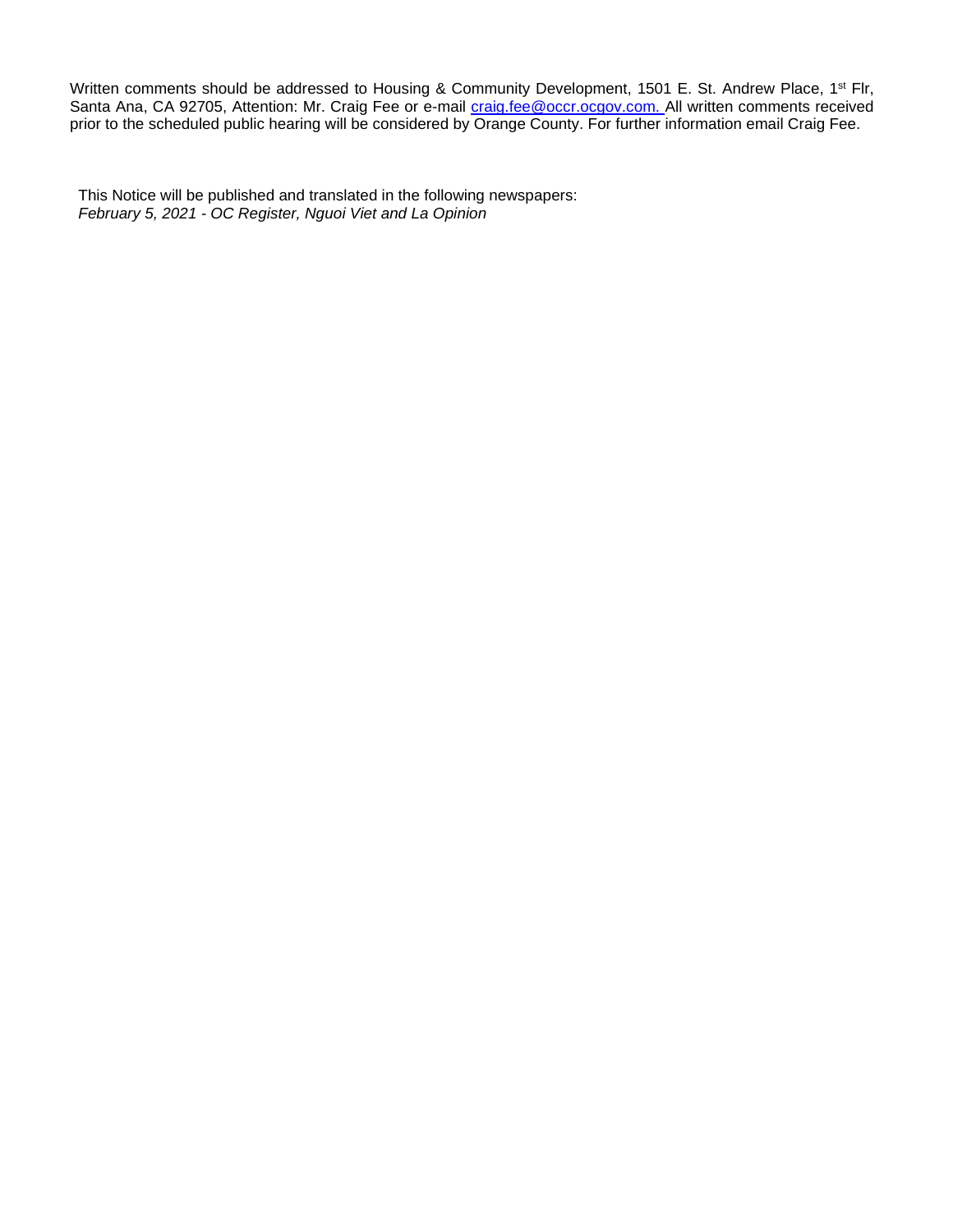Written comments should be addressed to Housing & Community Development, 1501 E. St. Andrew Place, 1st Flr, Santa Ana, CA 92705, Attention: Mr. Craig Fee or e-mail craig.fee@occr.ocgov.com. All written comments received prior to the scheduled public hearing will be considered by Orange County. For further information email Craig Fee.

This Notice will be published and translated in the following newspapers:
*February 5, 2021 - OC Register, Nguoi Viet and La Opinion*